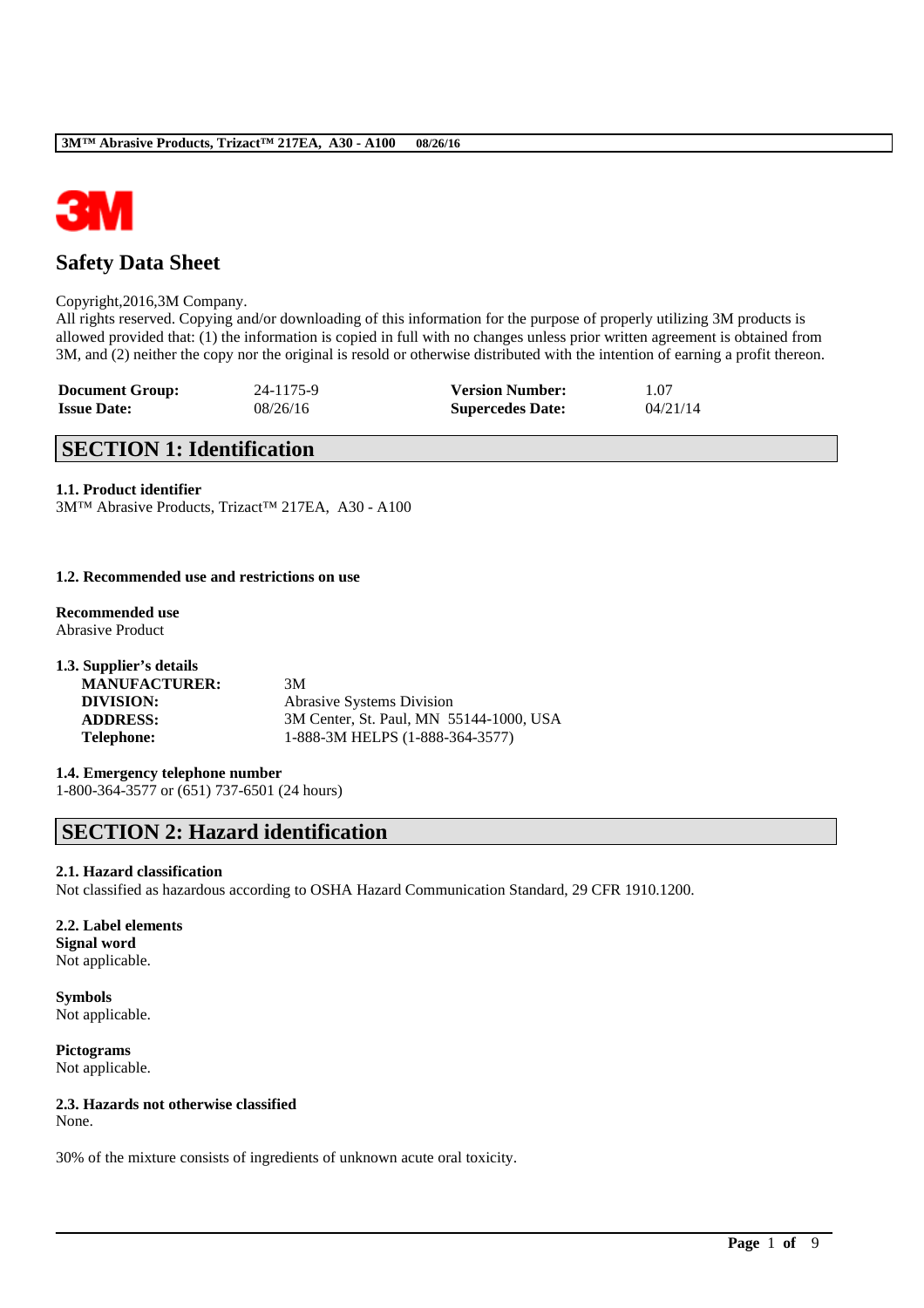# Safety Data Sheet

Copyright,2016,3M Company.
All rights reserved. Copying and/or downloading of this information for the purpose of properly utilizing 3M products is allowed provided that: (1) the information is copied in full with no changes unless prior written agreement is obtained from 3M, and (2) neither the copy nor the original is resold or otherwise distributed with the intention of earning a profit thereon.

| **Document Group:** | 24-1175-9 | **Version Number:** | 1.07 |
|---|---|---|---|
| **Issue Date:** | 08/26/16 | **Supercedes Date:** | 04/21/14 |

## SECTION 1: Identification

**1.1. Product identifier**
3M™ Abrasive Products, Trizact™ 217EA, A30 - A100

**1.2. Recommended use and restrictions on use**

**Recommended use**
Abrasive Product

**1.3. Supplier's details**

| | |
|---|---|
| **MANUFACTURER:** | 3M |
| **DIVISION:** | Abrasive Systems Division |
| **ADDRESS:** | 3M Center, St. Paul, MN 55144-1000, USA |
| **Telephone:** | 1-888-3M HELPS (1-888-364-3577) |

**1.4. Emergency telephone number**
1-800-364-3577 or (651) 737-6501 (24 hours)

## SECTION 2: Hazard identification

**2.1. Hazard classification**
Not classified as hazardous according to OSHA Hazard Communication Standard, 29 CFR 1910.1200.

**2.2. Label elements**
**Signal word**
Not applicable.

**Symbols**
Not applicable.

**Pictograms**
Not applicable.

**2.3. Hazards not otherwise classified**
None.

30% of the mixture consists of ingredients of unknown acute oral toxicity.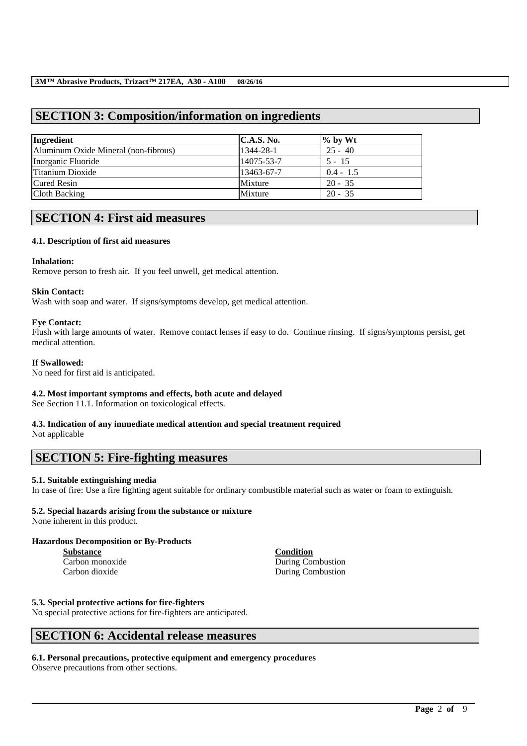## SECTION 3: Composition/information on ingredients

| Ingredient | C.A.S. No. | % by Wt |
|---|---|---|
| Aluminum Oxide Mineral (non-fibrous) | 1344-28-1 | 25 - 40 |
| Inorganic Fluoride | 14075-53-7 | 5 - 15 |
| Titanium Dioxide | 13463-67-7 | 0.4 - 1.5 |
| Cured Resin | Mixture | 20 - 35 |
| Cloth Backing | Mixture | 20 - 35 |

## SECTION 4: First aid measures

### 4.1. Description of first aid measures

**Inhalation:**
Remove person to fresh air. If you feel unwell, get medical attention.

**Skin Contact:**
Wash with soap and water. If signs/symptoms develop, get medical attention.

**Eye Contact:**
Flush with large amounts of water. Remove contact lenses if easy to do. Continue rinsing. If signs/symptoms persist, get medical attention.

**If Swallowed:**
No need for first aid is anticipated.

### 4.2. Most important symptoms and effects, both acute and delayed

See Section 11.1. Information on toxicological effects.

### 4.3. Indication of any immediate medical attention and special treatment required

Not applicable

## SECTION 5: Fire-fighting measures

### 5.1. Suitable extinguishing media

In case of fire: Use a fire fighting agent suitable for ordinary combustible material such as water or foam to extinguish.

### 5.2. Special hazards arising from the substance or mixture

None inherent in this product.

**Hazardous Decomposition or By-Products**

| Substance | Condition |
|---|---|
| Carbon monoxide | During Combustion |
| Carbon dioxide | During Combustion |

### 5.3. Special protective actions for fire-fighters

No special protective actions for fire-fighters are anticipated.

## SECTION 6: Accidental release measures

### 6.1. Personal precautions, protective equipment and emergency procedures

Observe precautions from other sections.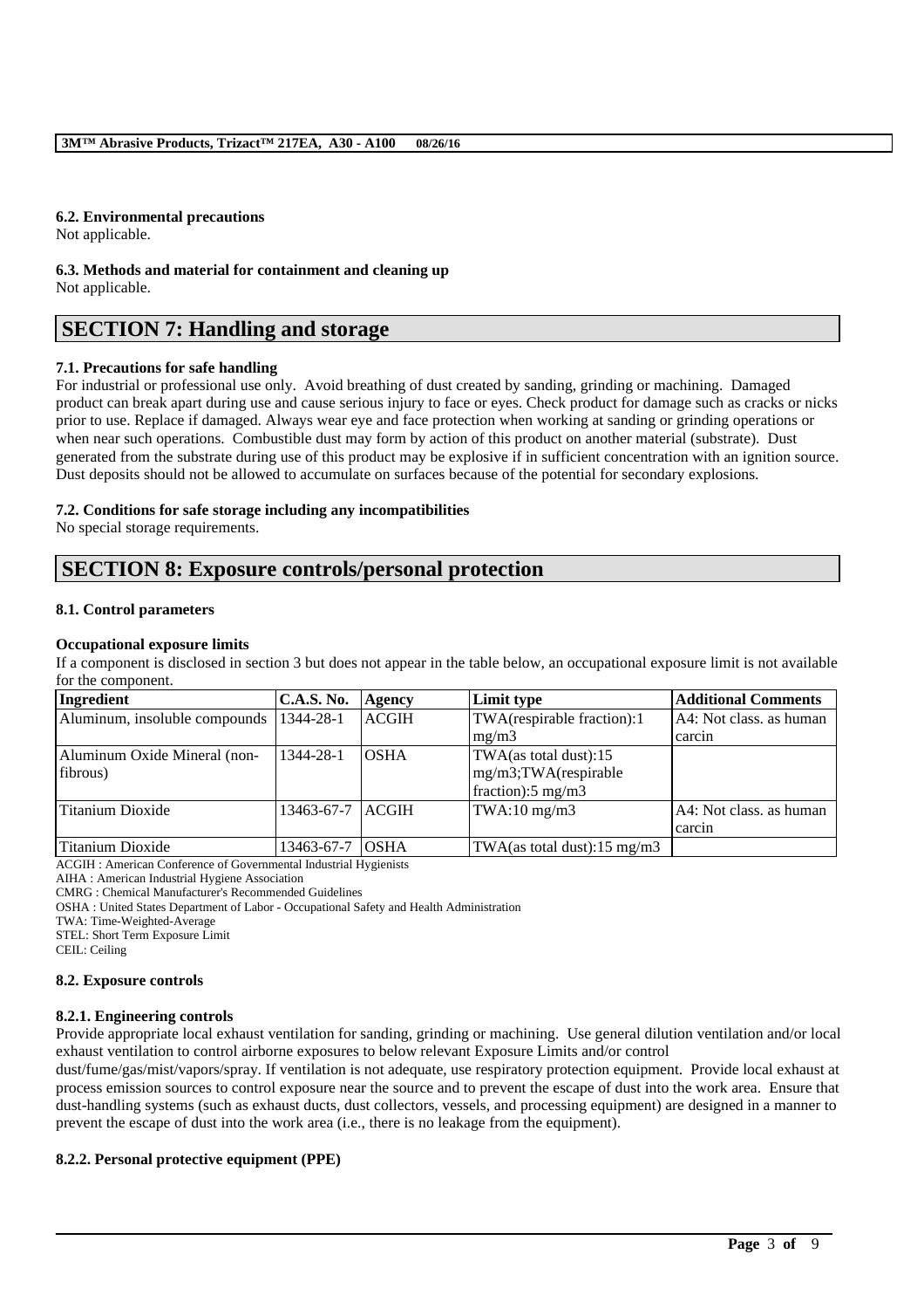#### 6.2. Environmental precautions
Not applicable.

#### 6.3. Methods and material for containment and cleaning up
Not applicable.

## SECTION 7: Handling and storage

#### 7.1. Precautions for safe handling
For industrial or professional use only. Avoid breathing of dust created by sanding, grinding or machining. Damaged product can break apart during use and cause serious injury to face or eyes. Check product for damage such as cracks or nicks prior to use. Replace if damaged. Always wear eye and face protection when working at sanding or grinding operations or when near such operations. Combustible dust may form by action of this product on another material (substrate). Dust generated from the substrate during use of this product may be explosive if in sufficient concentration with an ignition source. Dust deposits should not be allowed to accumulate on surfaces because of the potential for secondary explosions.

#### 7.2. Conditions for safe storage including any incompatibilities
No special storage requirements.

## SECTION 8: Exposure controls/personal protection

#### 8.1. Control parameters

**Occupational exposure limits**

If a component is disclosed in section 3 but does not appear in the table below, an occupational exposure limit is not available for the component.

| Ingredient | C.A.S. No. | Agency | Limit type | Additional Comments |
|---|---|---|---|---|
| Aluminum, insoluble compounds | 1344-28-1 | ACGIH | TWA(respirable fraction):1 mg/m3 | A4: Not class. as human carcin |
| Aluminum Oxide Mineral (non-fibrous) | 1344-28-1 | OSHA | TWA(as total dust):15 mg/m3;TWA(respirable fraction):5 mg/m3 | |
| Titanium Dioxide | 13463-67-7 | ACGIH | TWA:10 mg/m3 | A4: Not class. as human carcin |
| Titanium Dioxide | 13463-67-7 | OSHA | TWA(as total dust):15 mg/m3 | |

ACGIH : American Conference of Governmental Industrial Hygienists
AIHA : American Industrial Hygiene Association
CMRG : Chemical Manufacturer's Recommended Guidelines
OSHA : United States Department of Labor - Occupational Safety and Health Administration
TWA: Time-Weighted-Average
STEL: Short Term Exposure Limit
CEIL: Ceiling

#### 8.2. Exposure controls

#### 8.2.1. Engineering controls
Provide appropriate local exhaust ventilation for sanding, grinding or machining. Use general dilution ventilation and/or local exhaust ventilation to control airborne exposures to below relevant Exposure Limits and/or control dust/fume/gas/mist/vapors/spray. If ventilation is not adequate, use respiratory protection equipment. Provide local exhaust at process emission sources to control exposure near the source and to prevent the escape of dust into the work area. Ensure that dust-handling systems (such as exhaust ducts, dust collectors, vessels, and processing equipment) are designed in a manner to prevent the escape of dust into the work area (i.e., there is no leakage from the equipment).

#### 8.2.2. Personal protective equipment (PPE)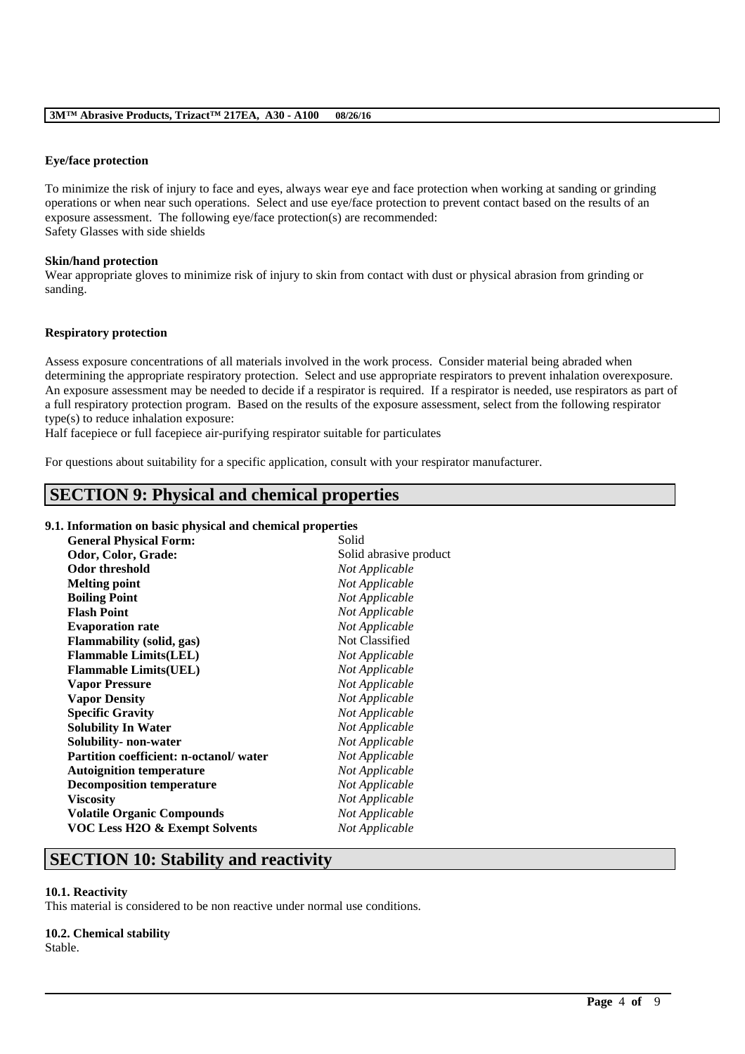**Eye/face protection**

To minimize the risk of injury to face and eyes, always wear eye and face protection when working at sanding or grinding operations or when near such operations. Select and use eye/face protection to prevent contact based on the results of an exposure assessment. The following eye/face protection(s) are recommended:
Safety Glasses with side shields

**Skin/hand protection**

Wear appropriate gloves to minimize risk of injury to skin from contact with dust or physical abrasion from grinding or sanding.

**Respiratory protection**

Assess exposure concentrations of all materials involved in the work process. Consider material being abraded when determining the appropriate respiratory protection. Select and use appropriate respirators to prevent inhalation overexposure. An exposure assessment may be needed to decide if a respirator is required. If a respirator is needed, use respirators as part of a full respiratory protection program. Based on the results of the exposure assessment, select from the following respirator type(s) to reduce inhalation exposure:
Half facepiece or full facepiece air-purifying respirator suitable for particulates

For questions about suitability for a specific application, consult with your respirator manufacturer.

## SECTION 9: Physical and chemical properties

### 9.1. Information on basic physical and chemical properties

| Property | Value |
|---|---|
| **General Physical Form:** | Solid |
| **Odor, Color, Grade:** | Solid abrasive product |
| **Odor threshold** | *Not Applicable* |
| **Melting point** | *Not Applicable* |
| **Boiling Point** | *Not Applicable* |
| **Flash Point** | *Not Applicable* |
| **Evaporation rate** | *Not Applicable* |
| **Flammability (solid, gas)** | Not Classified |
| **Flammable Limits(LEL)** | *Not Applicable* |
| **Flammable Limits(UEL)** | *Not Applicable* |
| **Vapor Pressure** | *Not Applicable* |
| **Vapor Density** | *Not Applicable* |
| **Specific Gravity** | *Not Applicable* |
| **Solubility In Water** | *Not Applicable* |
| **Solubility- non-water** | *Not Applicable* |
| **Partition coefficient: n-octanol/ water** | *Not Applicable* |
| **Autoignition temperature** | *Not Applicable* |
| **Decomposition temperature** | *Not Applicable* |
| **Viscosity** | *Not Applicable* |
| **Volatile Organic Compounds** | *Not Applicable* |
| **VOC Less H2O & Exempt Solvents** | *Not Applicable* |

## SECTION 10: Stability and reactivity

### 10.1. Reactivity

This material is considered to be non reactive under normal use conditions.

### 10.2. Chemical stability

Stable.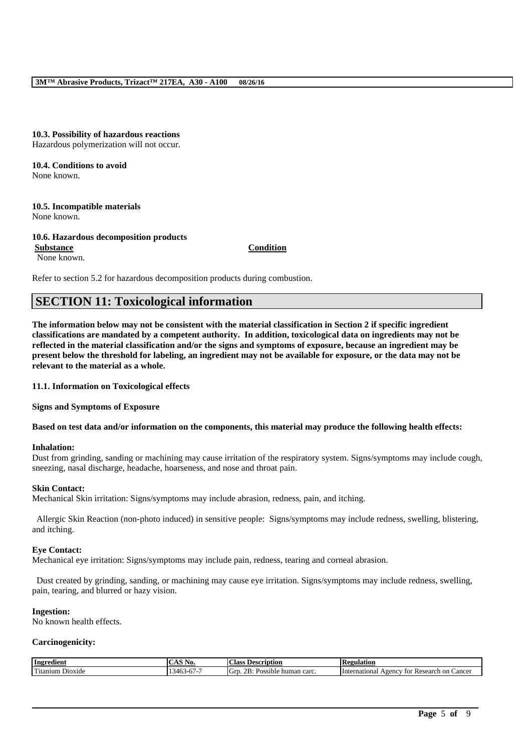**10.3. Possibility of hazardous reactions**
Hazardous polymerization will not occur.

**10.4. Conditions to avoid**
None known.

**10.5. Incompatible materials**
None known.

**10.6. Hazardous decomposition products**

| Substance | Condition |
|---|---|
| None known. | |

Refer to section 5.2 for hazardous decomposition products during combustion.

## SECTION 11: Toxicological information

**The information below may not be consistent with the material classification in Section 2 if specific ingredient classifications are mandated by a competent authority. In addition, toxicological data on ingredients may not be reflected in the material classification and/or the signs and symptoms of exposure, because an ingredient may be present below the threshold for labeling, an ingredient may not be available for exposure, or the data may not be relevant to the material as a whole.**

**11.1. Information on Toxicological effects**

**Signs and Symptoms of Exposure**

**Based on test data and/or information on the components, this material may produce the following health effects:**

**Inhalation:**
Dust from grinding, sanding or machining may cause irritation of the respiratory system. Signs/symptoms may include cough, sneezing, nasal discharge, headache, hoarseness, and nose and throat pain.

**Skin Contact:**
Mechanical Skin irritation: Signs/symptoms may include abrasion, redness, pain, and itching.

Allergic Skin Reaction (non-photo induced) in sensitive people: Signs/symptoms may include redness, swelling, blistering, and itching.

**Eye Contact:**
Mechanical eye irritation: Signs/symptoms may include pain, redness, tearing and corneal abrasion.

Dust created by grinding, sanding, or machining may cause eye irritation. Signs/symptoms may include redness, swelling, pain, tearing, and blurred or hazy vision.

**Ingestion:**
No known health effects.

**Carcinogenicity:**

| Ingredient | CAS No. | Class Description | Regulation |
|---|---|---|---|
| Titanium Dioxide | 13463-67-7 | Grp. 2B: Possible human carc. | International Agency for Research on Cancer |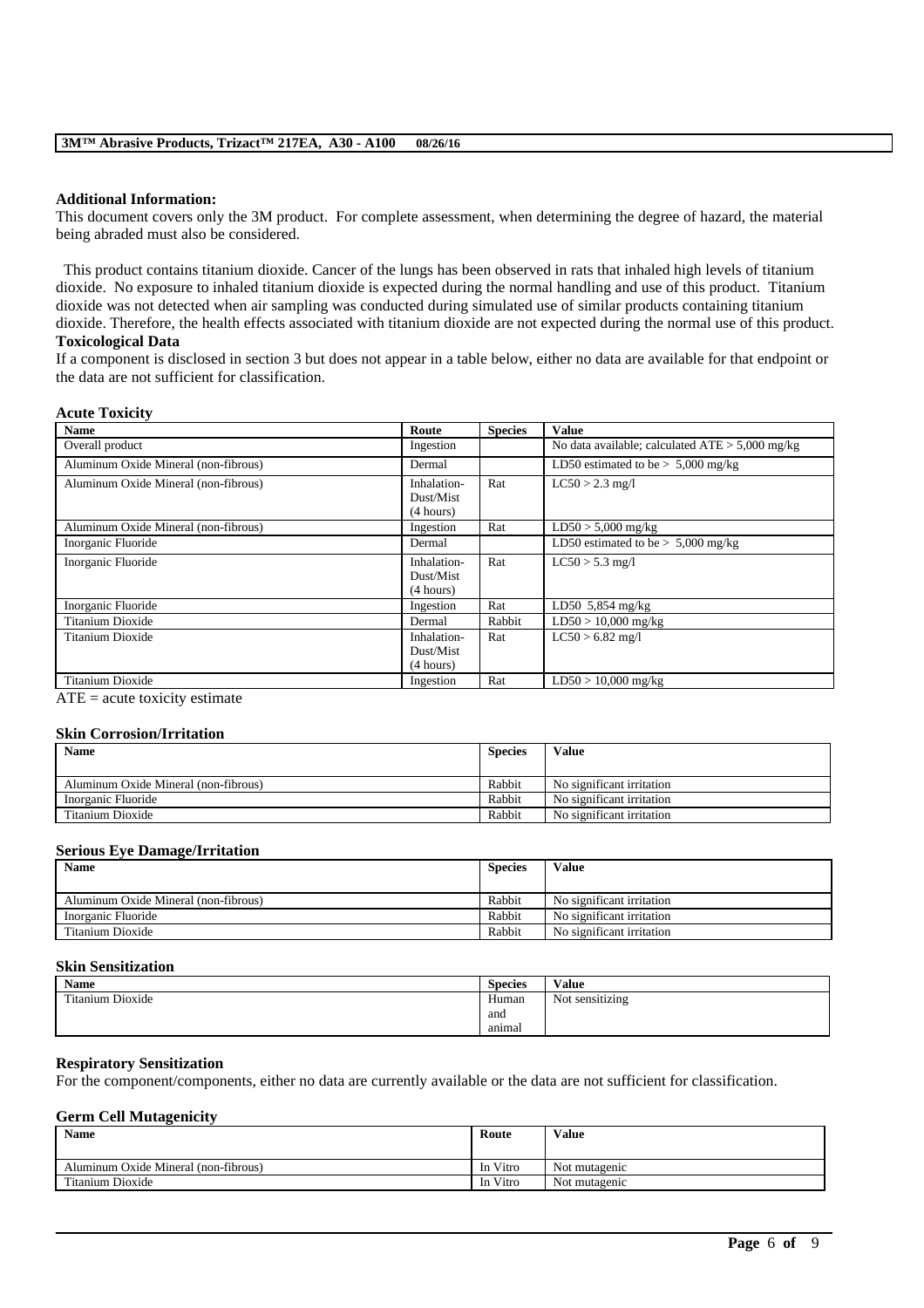**Additional Information:**
This document covers only the 3M product. For complete assessment, when determining the degree of hazard, the material being abraded must also be considered.

This product contains titanium dioxide. Cancer of the lungs has been observed in rats that inhaled high levels of titanium dioxide. No exposure to inhaled titanium dioxide is expected during the normal handling and use of this product. Titanium dioxide was not detected when air sampling was conducted during simulated use of similar products containing titanium dioxide. Therefore, the health effects associated with titanium dioxide are not expected during the normal use of this product.

**Toxicological Data**
If a component is disclosed in section 3 but does not appear in a table below, either no data are available for that endpoint or the data are not sufficient for classification.

**Acute Toxicity**

| Name | Route | Species | Value |
|---|---|---|---|
| Overall product | Ingestion | | No data available; calculated ATE > 5,000 mg/kg |
| Aluminum Oxide Mineral (non-fibrous) | Dermal | | LD50 estimated to be > 5,000 mg/kg |
| Aluminum Oxide Mineral (non-fibrous) | Inhalation-Dust/Mist (4 hours) | Rat | LC50 > 2.3 mg/l |
| Aluminum Oxide Mineral (non-fibrous) | Ingestion | Rat | LD50 > 5,000 mg/kg |
| Inorganic Fluoride | Dermal | | LD50 estimated to be > 5,000 mg/kg |
| Inorganic Fluoride | Inhalation-Dust/Mist (4 hours) | Rat | LC50 > 5.3 mg/l |
| Inorganic Fluoride | Ingestion | Rat | LD50 5,854 mg/kg |
| Titanium Dioxide | Dermal | Rabbit | LD50 > 10,000 mg/kg |
| Titanium Dioxide | Inhalation-Dust/Mist (4 hours) | Rat | LC50 > 6.82 mg/l |
| Titanium Dioxide | Ingestion | Rat | LD50 > 10,000 mg/kg |

ATE = acute toxicity estimate

**Skin Corrosion/Irritation**

| Name | Species | Value |
|---|---|---|
| Aluminum Oxide Mineral (non-fibrous) | Rabbit | No significant irritation |
| Inorganic Fluoride | Rabbit | No significant irritation |
| Titanium Dioxide | Rabbit | No significant irritation |

**Serious Eye Damage/Irritation**

| Name | Species | Value |
|---|---|---|
| Aluminum Oxide Mineral (non-fibrous) | Rabbit | No significant irritation |
| Inorganic Fluoride | Rabbit | No significant irritation |
| Titanium Dioxide | Rabbit | No significant irritation |

**Skin Sensitization**

| Name | Species | Value |
|---|---|---|
| Titanium Dioxide | Human and animal | Not sensitizing |

**Respiratory Sensitization**
For the component/components, either no data are currently available or the data are not sufficient for classification.

**Germ Cell Mutagenicity**

| Name | Route | Value |
|---|---|---|
| Aluminum Oxide Mineral (non-fibrous) | In Vitro | Not mutagenic |
| Titanium Dioxide | In Vitro | Not mutagenic |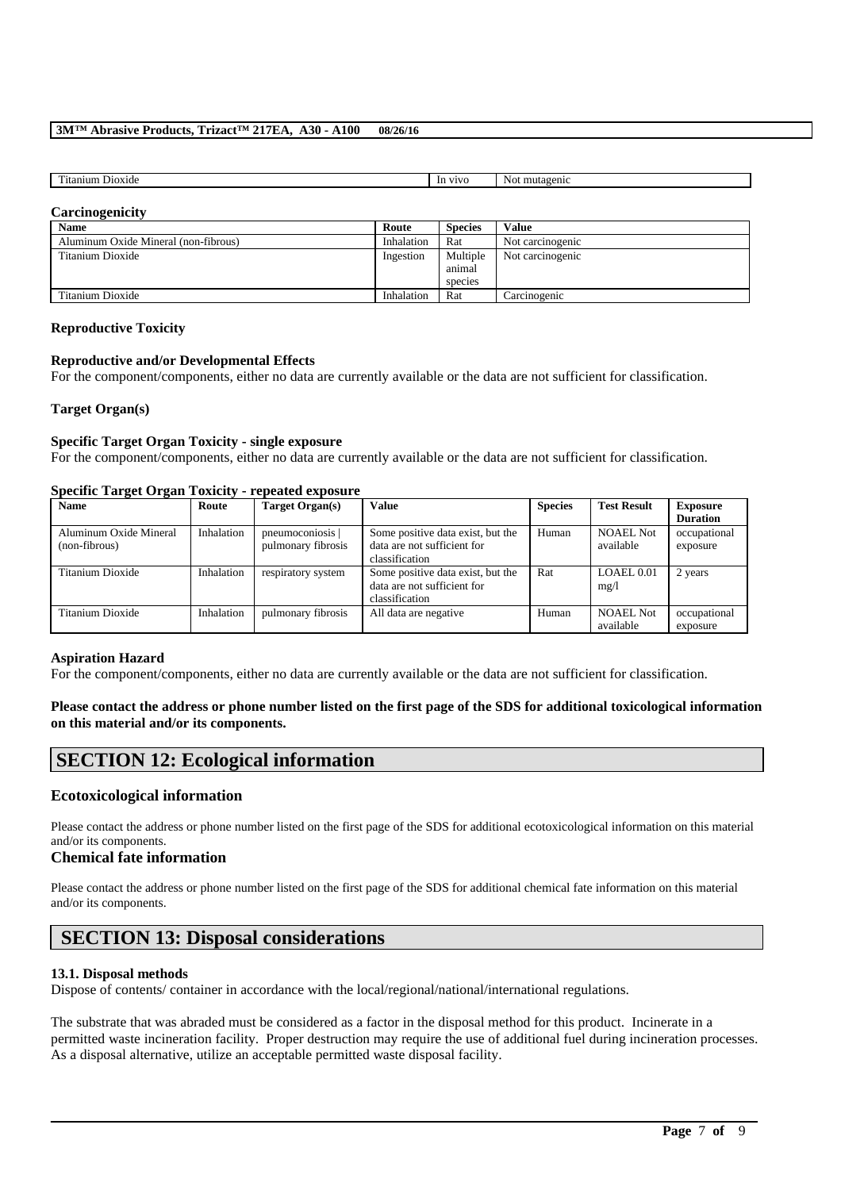| Titanium Dioxide | In vivo | Not mutagenic |
|---|---|---|

**Carcinogenicity**

| Name | Route | Species | Value |
|---|---|---|---|
| Aluminum Oxide Mineral (non-fibrous) | Inhalation | Rat | Not carcinogenic |
| Titanium Dioxide | Ingestion | Multiple animal species | Not carcinogenic |
| Titanium Dioxide | Inhalation | Rat | Carcinogenic |

**Reproductive Toxicity**

**Reproductive and/or Developmental Effects**

For the component/components, either no data are currently available or the data are not sufficient for classification.

**Target Organ(s)**

**Specific Target Organ Toxicity - single exposure**

For the component/components, either no data are currently available or the data are not sufficient for classification.

**Specific Target Organ Toxicity - repeated exposure**

| Name | Route | Target Organ(s) | Value | Species | Test Result | Exposure Duration |
|---|---|---|---|---|---|---|
| Aluminum Oxide Mineral (non-fibrous) | Inhalation | pneumoconiosis \| pulmonary fibrosis | Some positive data exist, but the data are not sufficient for classification | Human | NOAEL Not available | occupational exposure |
| Titanium Dioxide | Inhalation | respiratory system | Some positive data exist, but the data are not sufficient for classification | Rat | LOAEL 0.01 mg/l | 2 years |
| Titanium Dioxide | Inhalation | pulmonary fibrosis | All data are negative | Human | NOAEL Not available | occupational exposure |

**Aspiration Hazard**

For the component/components, either no data are currently available or the data are not sufficient for classification.

**Please contact the address or phone number listed on the first page of the SDS for additional toxicological information on this material and/or its components.**

# SECTION 12: Ecological information

## Ecotoxicological information

Please contact the address or phone number listed on the first page of the SDS for additional ecotoxicological information on this material and/or its components.

## Chemical fate information

Please contact the address or phone number listed on the first page of the SDS for additional chemical fate information on this material and/or its components.

# SECTION 13: Disposal considerations

**13.1. Disposal methods**

Dispose of contents/ container in accordance with the local/regional/national/international regulations.

The substrate that was abraded must be considered as a factor in the disposal method for this product. Incinerate in a permitted waste incineration facility. Proper destruction may require the use of additional fuel during incineration processes. As a disposal alternative, utilize an acceptable permitted waste disposal facility.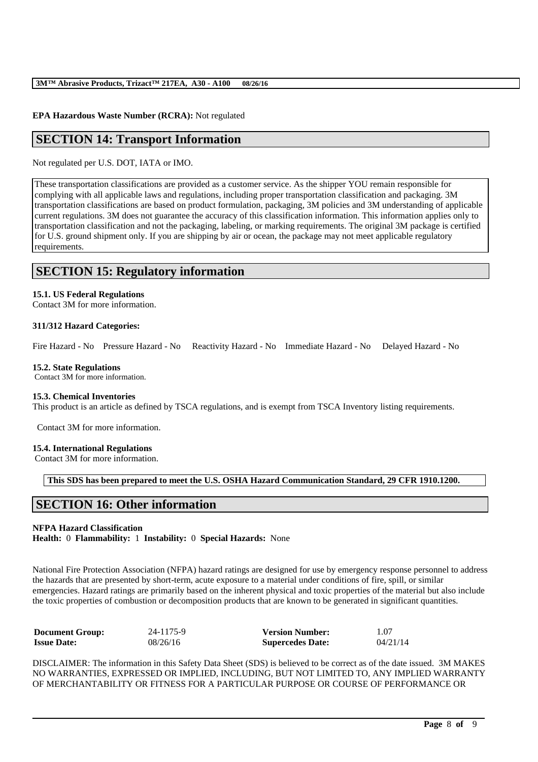**EPA Hazardous Waste Number (RCRA):** Not regulated

## SECTION 14: Transport Information

Not regulated per U.S. DOT, IATA or IMO.

These transportation classifications are provided as a customer service. As the shipper YOU remain responsible for complying with all applicable laws and regulations, including proper transportation classification and packaging. 3M transportation classifications are based on product formulation, packaging, 3M policies and 3M understanding of applicable current regulations. 3M does not guarantee the accuracy of this classification information. This information applies only to transportation classification and not the packaging, labeling, or marking requirements. The original 3M package is certified for U.S. ground shipment only. If you are shipping by air or ocean, the package may not meet applicable regulatory requirements.

## SECTION 15: Regulatory information

**15.1. US Federal Regulations**
Contact 3M for more information.

**311/312 Hazard Categories:**

Fire Hazard - No    Pressure Hazard - No    Reactivity Hazard - No    Immediate Hazard - No    Delayed Hazard - No

**15.2. State Regulations**
Contact 3M for more information.

**15.3. Chemical Inventories**
This product is an article as defined by TSCA regulations, and is exempt from TSCA Inventory listing requirements.

Contact 3M for more information.

**15.4. International Regulations**
Contact 3M for more information.

**This SDS has been prepared to meet the U.S. OSHA Hazard Communication Standard, 29 CFR 1910.1200.**

## SECTION 16: Other information

**NFPA Hazard Classification**
**Health:** 0 **Flammability:** 1 **Instability:** 0 **Special Hazards:** None

National Fire Protection Association (NFPA) hazard ratings are designed for use by emergency response personnel to address the hazards that are presented by short-term, acute exposure to a material under conditions of fire, spill, or similar emergencies. Hazard ratings are primarily based on the inherent physical and toxic properties of the material but also include the toxic properties of combustion or decomposition products that are known to be generated in significant quantities.

| | | | |
|---|---|---|---|
| **Document Group:** | 24-1175-9 | **Version Number:** | 1.07 |
| **Issue Date:** | 08/26/16 | **Supercedes Date:** | 04/21/14 |

DISCLAIMER: The information in this Safety Data Sheet (SDS) is believed to be correct as of the date issued. 3M MAKES NO WARRANTIES, EXPRESSED OR IMPLIED, INCLUDING, BUT NOT LIMITED TO, ANY IMPLIED WARRANTY OF MERCHANTABILITY OR FITNESS FOR A PARTICULAR PURPOSE OR COURSE OF PERFORMANCE OR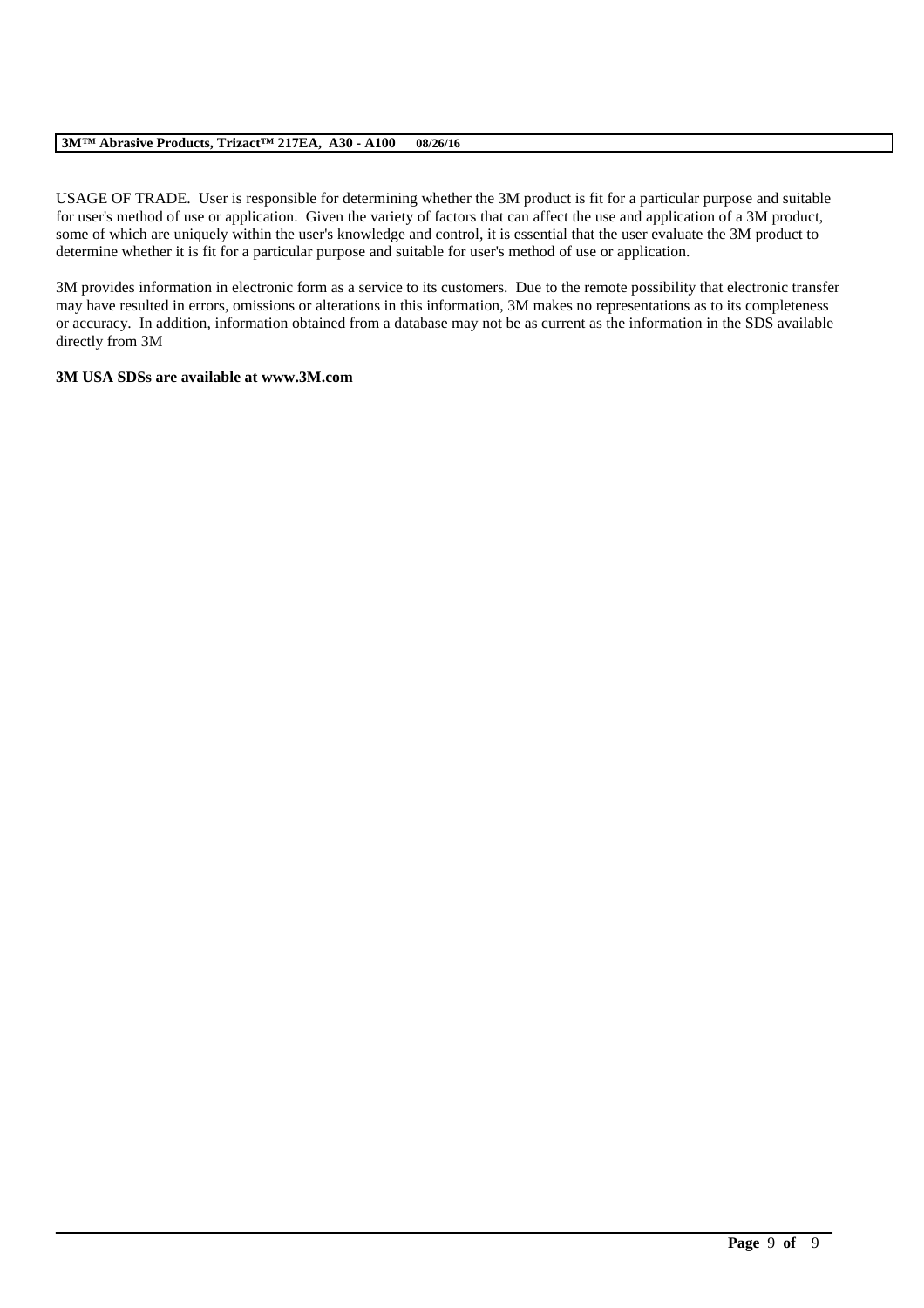USAGE OF TRADE. User is responsible for determining whether the 3M product is fit for a particular purpose and suitable for user's method of use or application. Given the variety of factors that can affect the use and application of a 3M product, some of which are uniquely within the user's knowledge and control, it is essential that the user evaluate the 3M product to determine whether it is fit for a particular purpose and suitable for user's method of use or application.

3M provides information in electronic form as a service to its customers. Due to the remote possibility that electronic transfer may have resulted in errors, omissions or alterations in this information, 3M makes no representations as to its completeness or accuracy. In addition, information obtained from a database may not be as current as the information in the SDS available directly from 3M

**3M USA SDSs are available at www.3M.com**